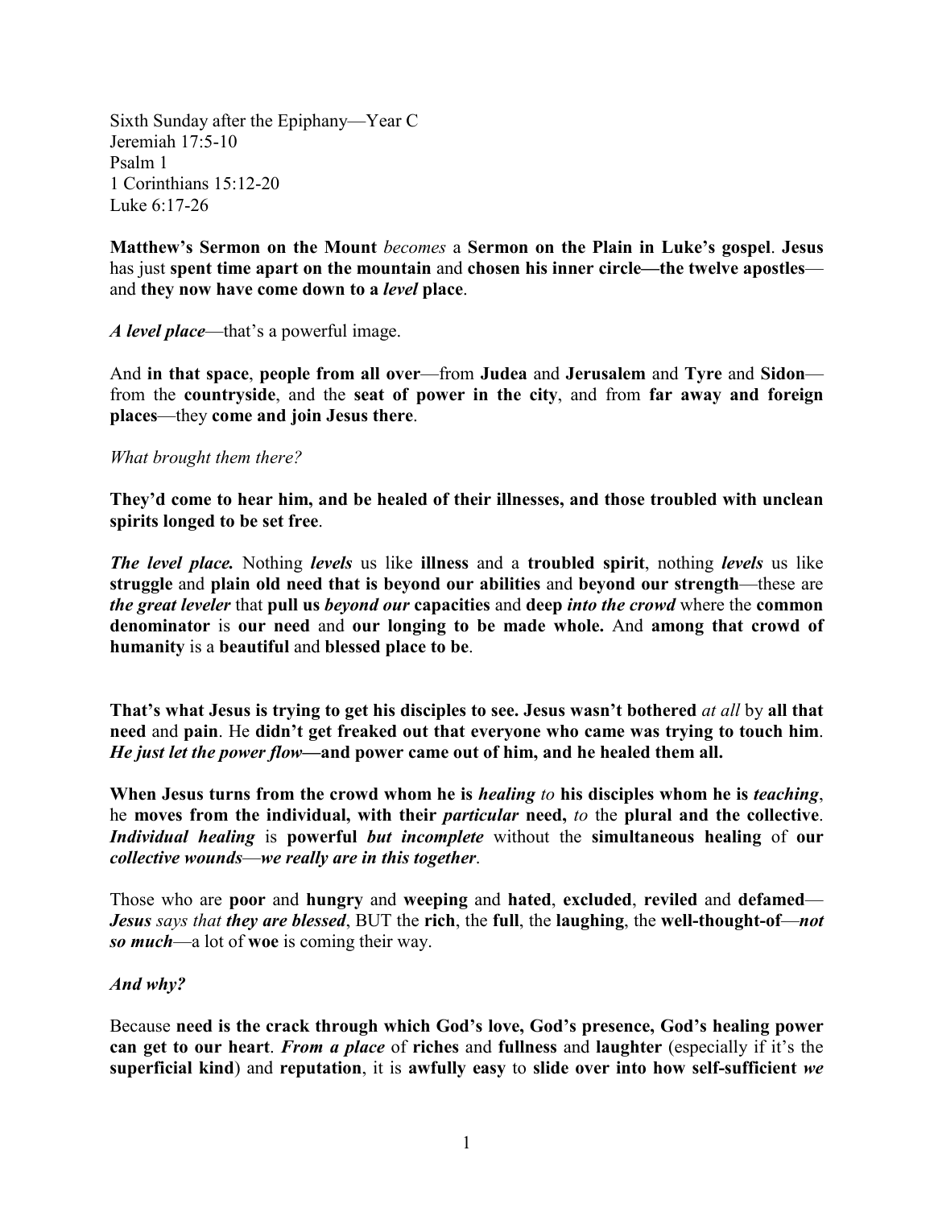Sixth Sunday after the Epiphany—Year C
Jeremiah 17:5-10
Psalm 1
1 Corinthians 15:12-20
Luke 6:17-26

**Matthew's Sermon on the Mount** *becomes* a **Sermon on the Plain in Luke's gospel**. **Jesus** has just **spent time apart on the mountain** and **chosen his inner circle—the twelve apostles**—and **they now have come down to a** ***level*** **place**.

***A level place***—that's a powerful image.

And **in that space**, **people from all over**—from **Judea** and **Jerusalem** and **Tyre** and **Sidon**—from the **countryside**, and the **seat of power in the city**, and from **far away and foreign places**—they **come and join Jesus there**.

*What brought them there?*

**They'd come to hear him, and be healed of their illnesses, and those troubled with unclean spirits longed to be set free**.

***The level place.*** Nothing ***levels*** us like **illness** and a **troubled spirit**, nothing ***levels*** us like **struggle** and **plain old need that is beyond our abilities** and **beyond our strength**—these are ***the great leveler*** that **pull us** ***beyond our*** **capacities** and **deep** ***into the crowd*** where the **common denominator** is **our need** and **our longing to be made whole.** And **among that crowd of humanity** is a **beautiful** and **blessed place to be**.

**That's what Jesus is trying to get his disciples to see. Jesus wasn't bothered** *at all* by **all that need** and **pain**. He **didn't get freaked out that everyone who came was trying to touch him**. ***He just let the power flow*****—and power came out of him, and he healed them all.**

**When Jesus turns from the crowd whom he is** ***healing*** *to* **his disciples whom he is** ***teaching***, he **moves from the individual, with their** ***particular*** **need,** *to* the **plural and the collective**. ***Individual healing*** is **powerful** ***but incomplete*** without the **simultaneous healing** of **our** ***collective wounds***—***we really are in this together***.

Those who are **poor** and **hungry** and **weeping** and **hated**, **excluded**, **reviled** and **defamed**—***Jesus*** *says that* ***they are blessed***, BUT the **rich**, the **full**, the **laughing**, the **well-thought-of**—***not so much***—a lot of **woe** is coming their way.

***And why?***

Because **need is the crack through which God's love, God's presence, God's healing power can get to our heart**. ***From a place*** of **riches** and **fullness** and **laughter** (especially if it's the **superficial kind**) and **reputation**, it is **awfully easy** to **slide over into how self-sufficient** ***we***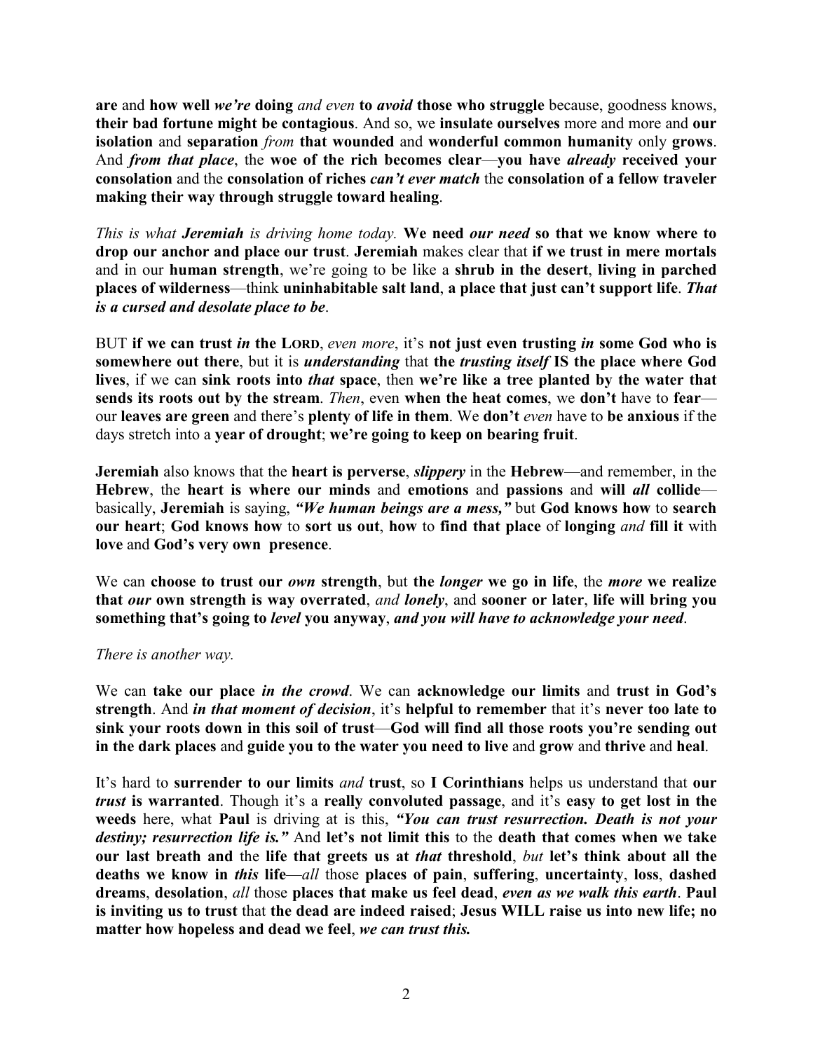**are** and **how well *we're* doing** *and even* **to *avoid* those who struggle** because, goodness knows, **their bad fortune might be contagious**. And so, we **insulate ourselves** more and more and **our isolation** and **separation** *from* **that wounded** and **wonderful common humanity** only **grows**. And ***from that place***, the **woe of the rich becomes clear**—**you have *already* received your consolation** and the **consolation of riches *can't ever match*** the **consolation of a fellow traveler making their way through struggle toward healing**.

*This is what **Jeremiah** is driving home today.* **We need *our need* so that we know where to drop our anchor and place our trust**. **Jeremiah** makes clear that **if we trust in mere mortals** and in our **human strength**, we're going to be like a **shrub in the desert**, **living in parched places of wilderness**—think **uninhabitable salt land**, **a place that just can't support life**. ***That is a cursed and desolate place to be***.

BUT **if we can trust *in* the LORD**, *even more*, it's **not just even trusting *in* some God who is somewhere out there**, but it is ***understanding*** that **the *trusting itself* IS the place where God lives**, if we can **sink roots into *that* space**, then **we're like a tree planted by the water that sends its roots out by the stream**. *Then*, even **when the heat comes**, we **don't** have to **fear**—our **leaves are green** and there's **plenty of life in them**. We **don't** *even* have to **be anxious** if the days stretch into a **year of drought**; **we're going to keep on bearing fruit**.

**Jeremiah** also knows that the **heart is perverse**, ***slippery*** in the **Hebrew**—and remember, in the **Hebrew**, the **heart is where our minds** and **emotions** and **passions** and **will *all* collide**—basically, **Jeremiah** is saying, ***"We human beings are a mess,"*** but **God knows how** to **search our heart**; **God knows how** to **sort us out**, **how** to **find that place** of **longing** *and* **fill it** with **love** and **God's very own presence**.

We can **choose to trust our *own* strength**, but **the *longer* we go in life**, the ***more* we realize that *our* own strength is way overrated**, *and lonely*, and **sooner or later**, **life will bring you something that's going to *level* you anyway**, ***and you will have to acknowledge your need***.

*There is another way.*

We can **take our place *in the crowd***. We can **acknowledge our limits** and **trust in God's strength**. And ***in that moment of decision***, it's **helpful to remember** that it's **never too late to sink your roots down in this soil of trust**—**God will find all those roots you're sending out in the dark places** and **guide you to the water you need to live** and **grow** and **thrive** and **heal**.

It's hard to **surrender to our limits** *and* **trust**, so **I Corinthians** helps us understand that **our *trust* is warranted**. Though it's a **really convoluted passage**, and it's **easy to get lost in the weeds** here, what **Paul** is driving at is this, ***"You can trust resurrection. Death is not your destiny; resurrection life is."*** And **let's not limit this** to the **death that comes when we take our last breath and** the **life that greets us at *that* threshold**, *but* **let's think about all the deaths we know in *this* life**—*all* those **places of pain**, **suffering**, **uncertainty**, **loss**, **dashed dreams**, **desolation**, *all* those **places that make us feel dead**, ***even as we walk this earth***. **Paul is inviting us to trust** that **the dead are indeed raised**; **Jesus WILL raise us into new life; no matter how hopeless and dead we feel**, ***we can trust this.***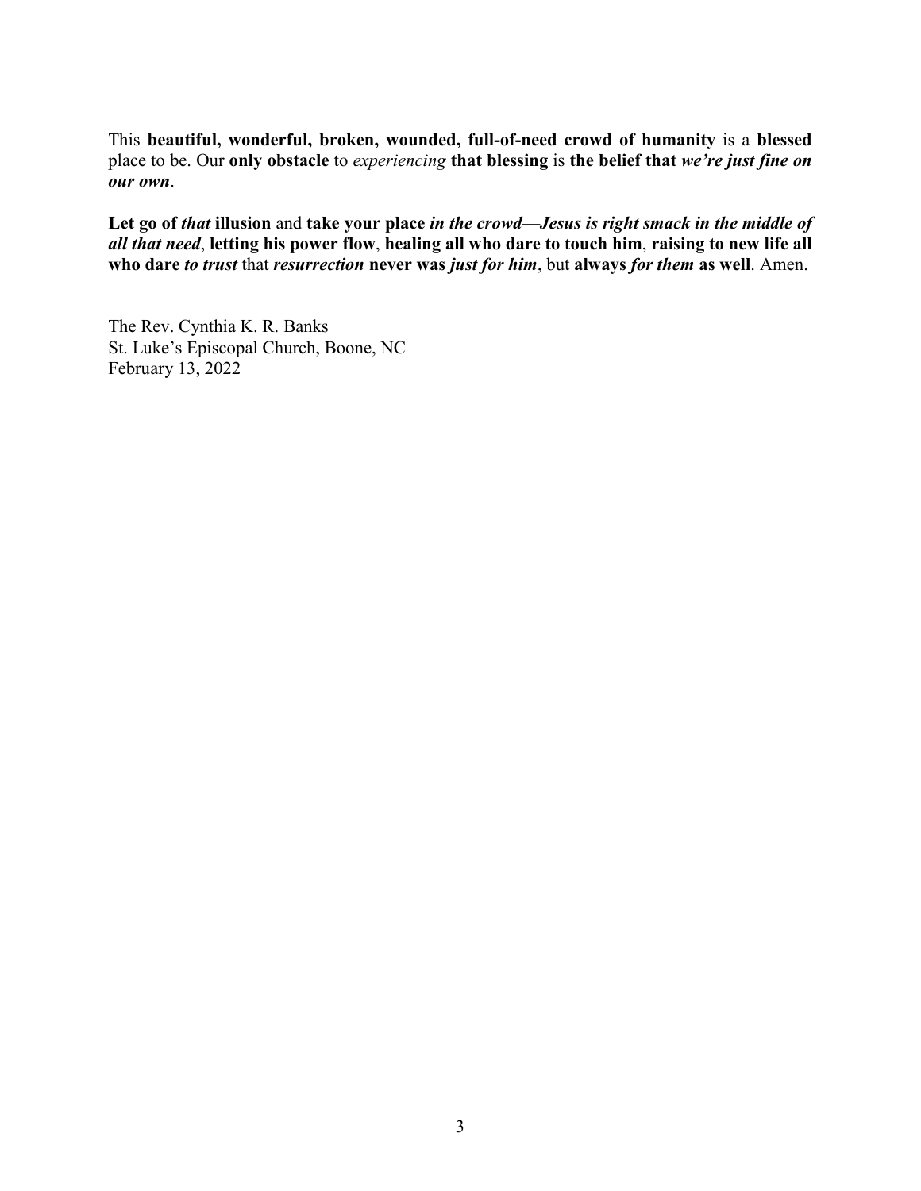This **beautiful, wonderful, broken, wounded, full-of-need crowd of humanity** is a **blessed** place to be. Our **only obstacle** to *experiencing* **that blessing** is **the belief that *we're just fine on our own***.

**Let go of *that* illusion** and **take your place *in the crowd*—*Jesus is right smack in the middle of all that need***, **letting his power flow**, **healing all who dare to touch him**, **raising to new life all who dare *to trust*** that ***resurrection* never was *just for him***, but **always *for them* as well**. Amen.

The Rev. Cynthia K. R. Banks
St. Luke's Episcopal Church, Boone, NC
February 13, 2022